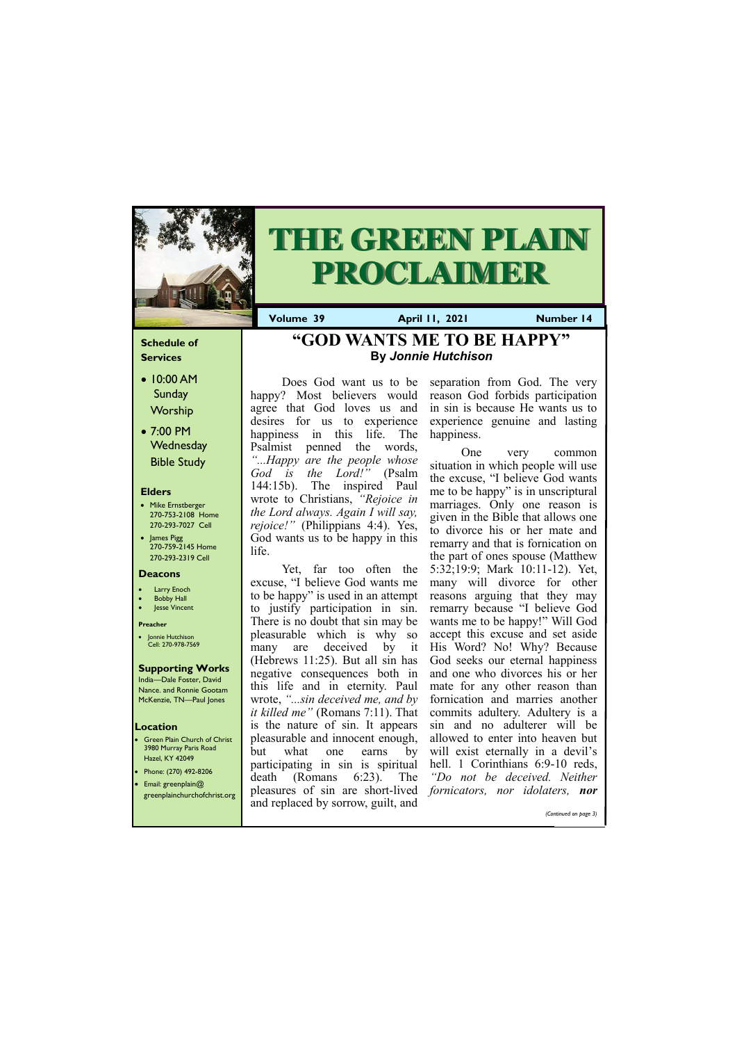# THE GREEN PLAIN PROCLAIMER

**Volume 39** | **April 11, 2021** | **Number 14**

### Schedule of Services

- 10:00 AM Sunday Worship
- 7:00 PM Wednesday Bible Study

### Elders

- Mike Ernstberger 270-753-2108 Home 270-293-7027 Cell
- James Pigg 270-759-2145 Home 270-293-2319 Cell

### Deacons

- Larry Enoch
- Bobby Hall
- Jesse Vincent

### Preacher

- Jonnie Hutchison Cell: 270-978-7569

### Supporting Works

India—Dale Foster, David Nance. and Ronnie Gootam McKenzie, TN—Paul Jones

### Location

- Green Plain Church of Christ 3980 Murray Paris Road Hazel, KY 42049
- Phone: (270) 492-8206
- Email: greenplain@ greenplainchurchofchrist.org

## "GOD WANTS ME TO BE HAPPY"

**By *Jonnie Hutchison***

Does God want us to be happy? Most believers would agree that God loves us and desires for us to experience happiness in this life. The Psalmist penned the words, *"...Happy are the people whose God is the Lord!"* (Psalm 144:15b). The inspired Paul wrote to Christians, *"Rejoice in the Lord always. Again I will say, rejoice!"* (Philippians 4:4). Yes, God wants us to be happy in this life.

Yet, far too often the excuse, "I believe God wants me to be happy" is used in an attempt to justify participation in sin. There is no doubt that sin may be pleasurable which is why so many are deceived by it (Hebrews 11:25). But all sin has negative consequences both in this life and in eternity. Paul wrote, *"...sin deceived me, and by it killed me"* (Romans 7:11). That is the nature of sin. It appears pleasurable and innocent enough, but what one earns by participating in sin is spiritual death (Romans 6:23). The pleasures of sin are short-lived and replaced by sorrow, guilt, and separation from God. The very reason God forbids participation in sin is because He wants us to experience genuine and lasting happiness.

One very common situation in which people will use the excuse, "I believe God wants me to be happy" is in unscriptural marriages. Only one reason is given in the Bible that allows one to divorce his or her mate and remarry and that is fornication on the part of ones spouse (Matthew 5:32;19:9; Mark 10:11-12). Yet, many will divorce for other reasons arguing that they may remarry because "I believe God wants me to be happy!" Will God accept this excuse and set aside His Word? No! Why? Because God seeks our eternal happiness and one who divorces his or her mate for any other reason than fornication and marries another commits adultery. Adultery is a sin and no adulterer will be allowed to enter into heaven but will exist eternally in a devil's hell. 1 Corinthians 6:9-10 reds, *"Do not be deceived. Neither fornicators, nor idolaters,* ***nor***

*(Continued on page 3)*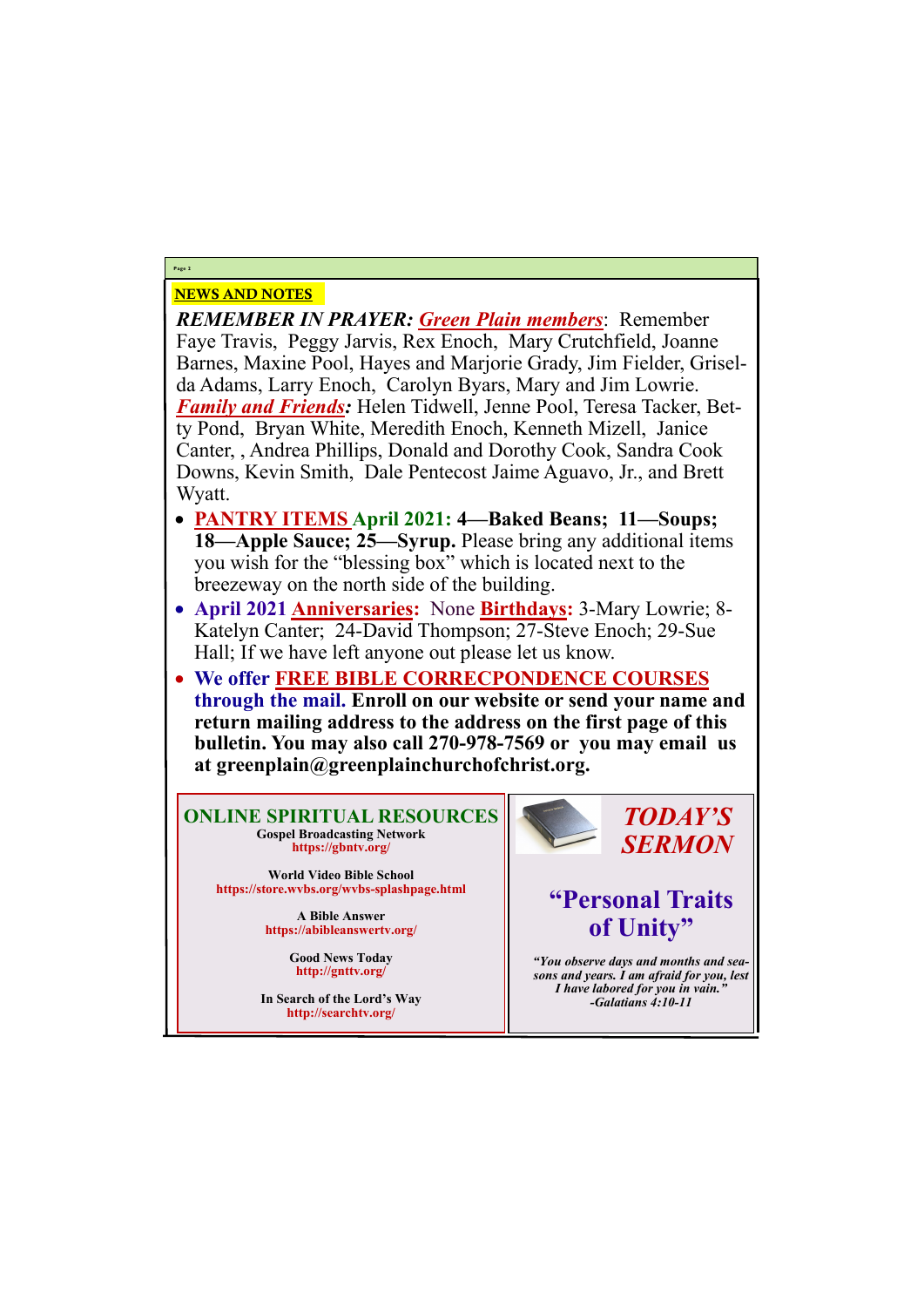## NEWS AND NOTES

***REMEMBER IN PRAYER:*** ***Green Plain members***: Remember Faye Travis, Peggy Jarvis, Rex Enoch, Mary Crutchfield, Joanne Barnes, Maxine Pool, Hayes and Marjorie Grady, Jim Fielder, Griselda Adams, Larry Enoch, Carolyn Byars, Mary and Jim Lowrie. ***Family and Friends:*** Helen Tidwell, Jenne Pool, Teresa Tacker, Betty Pond, Bryan White, Meredith Enoch, Kenneth Mizell, Janice Canter, , Andrea Phillips, Donald and Dorothy Cook, Sandra Cook Downs, Kevin Smith, Dale Pentecost Jaime Aguavo, Jr., and Brett Wyatt.

- **PANTRY ITEMS April 2021: 4—Baked Beans; 11—Soups; 18—Apple Sauce; 25—Syrup.** Please bring any additional items you wish for the "blessing box" which is located next to the breezeway on the north side of the building.
- **April 2021 Anniversaries:** None **Birthdays:** 3-Mary Lowrie; 8-Katelyn Canter; 24-David Thompson; 27-Steve Enoch; 29-Sue Hall; If we have left anyone out please let us know.
- **We offer FREE BIBLE CORRECPONDENCE COURSES through the mail. Enroll on our website or send your name and return mailing address to the address on the first page of this bulletin. You may also call 270-978-7569 or you may email us at greenplain@greenplainchurchofchrist.org.**

### ONLINE SPIRITUAL RESOURCES

**Gospel Broadcasting Network**
**https://gbntv.org/**

**World Video Bible School**
**https://store.wvbs.org/wvbs-splashpage.html**

**A Bible Answer**
**https://abibleanswertv.org/**

**Good News Today**
**http://gnttv.org/**

**In Search of the Lord's Way**
**http://searchtv.org/**

### *TODAY'S SERMON*

## "Personal Traits of Unity"

***"You observe days and months and seasons and years. I am afraid for you, lest I have labored for you in vain."***
***-Galatians 4:10-11***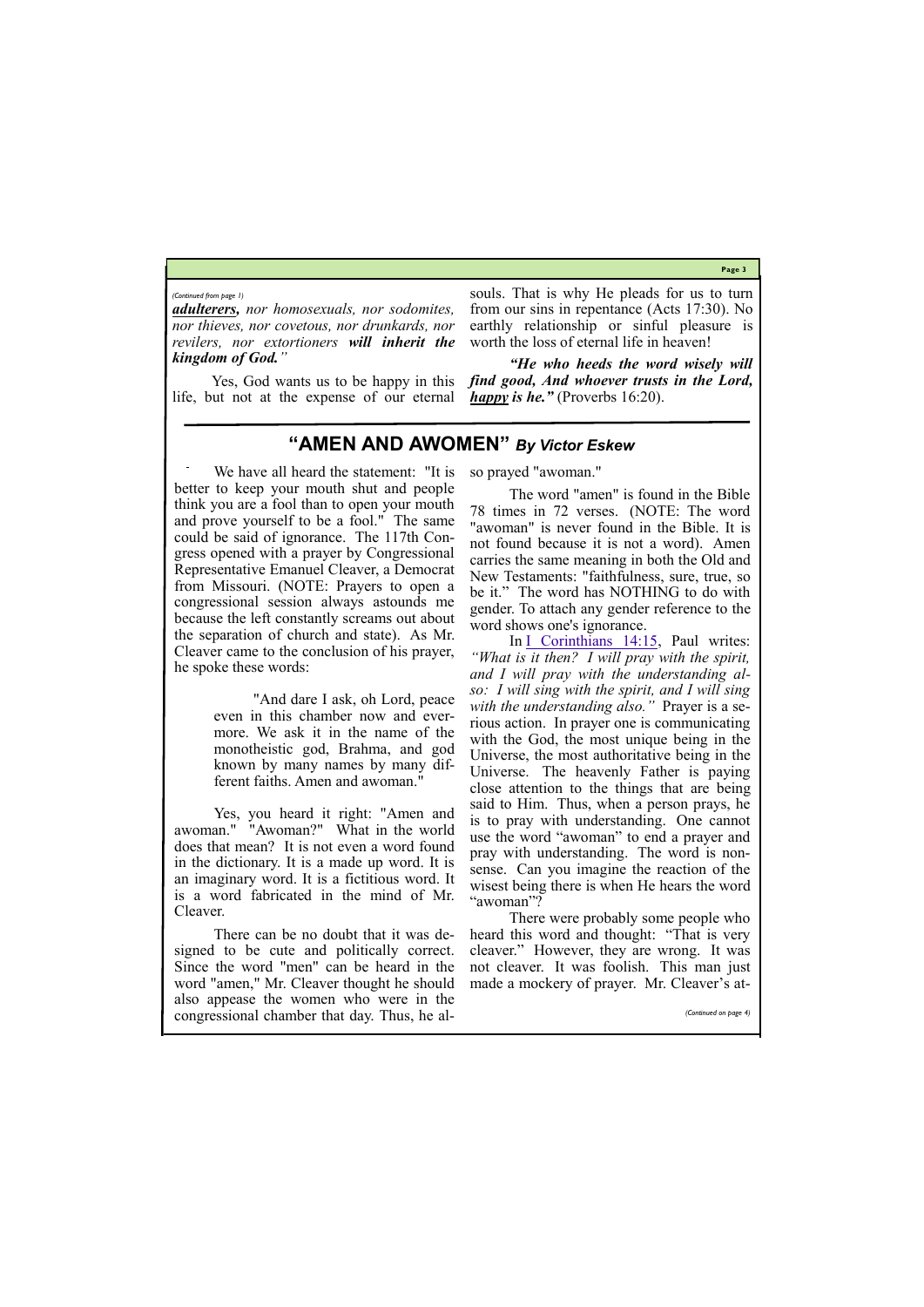*(Continued from page 1)*

***adulterers,*** *nor homosexuals, nor sodomites, nor thieves, nor covetous, nor drunkards, nor revilers, nor extortioners* ***will inherit the kingdom of God.****"*

Yes, God wants us to be happy in this life, but not at the expense of our eternal souls. That is why He pleads for us to turn from our sins in repentance (Acts 17:30). No earthly relationship or sinful pleasure is worth the loss of eternal life in heaven!

***"He who heeds the word wisely will find good, And whoever trusts in the Lord, happy is he."*** (Proverbs 16:20).

## "AMEN AND AWOMEN" *By Victor Eskew*

We have all heard the statement: "It is better to keep your mouth shut and people think you are a fool than to open your mouth and prove yourself to be a fool." The same could be said of ignorance. The 117th Congress opened with a prayer by Congressional Representative Emanuel Cleaver, a Democrat from Missouri. (NOTE: Prayers to open a congressional session always astounds me because the left constantly screams out about the separation of church and state). As Mr. Cleaver came to the conclusion of his prayer, he spoke these words:

> "And dare I ask, oh Lord, peace even in this chamber now and evermore. We ask it in the name of the monotheistic god, Brahma, and god known by many names by many different faiths. Amen and awoman."

Yes, you heard it right: "Amen and awoman." "Awoman?" What in the world does that mean? It is not even a word found in the dictionary. It is a made up word. It is an imaginary word. It is a fictitious word. It is a word fabricated in the mind of Mr. Cleaver.

There can be no doubt that it was designed to be cute and politically correct. Since the word "men" can be heard in the word "amen," Mr. Cleaver thought he should also appease the women who were in the congressional chamber that day. Thus, he also prayed "awoman."

The word "amen" is found in the Bible 78 times in 72 verses. (NOTE: The word "awoman" is never found in the Bible. It is not found because it is not a word). Amen carries the same meaning in both the Old and New Testaments: "faithfulness, sure, true, so be it." The word has NOTHING to do with gender. To attach any gender reference to the word shows one's ignorance.

In I Corinthians 14:15, Paul writes: *"What is it then? I will pray with the spirit, and I will pray with the understanding also: I will sing with the spirit, and I will sing with the understanding also."* Prayer is a serious action. In prayer one is communicating with the God, the most unique being in the Universe, the most authoritative being in the Universe. The heavenly Father is paying close attention to the things that are being said to Him. Thus, when a person prays, he is to pray with understanding. One cannot use the word "awoman" to end a prayer and pray with understanding. The word is nonsense. Can you imagine the reaction of the wisest being there is when He hears the word "awoman"?

There were probably some people who heard this word and thought: "That is very cleaver." However, they are wrong. It was not cleaver. It was foolish. This man just made a mockery of prayer. Mr. Cleaver's at-

*(Continued on page 4)*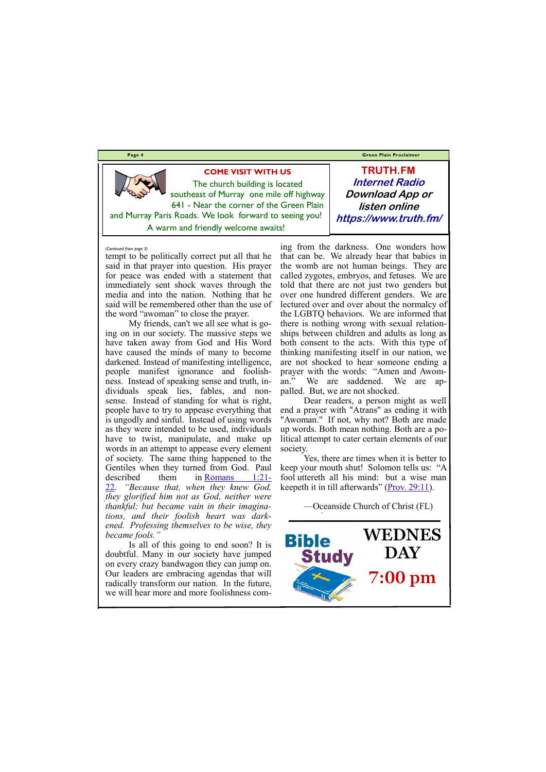**COME VISIT WITH US**

The church building is located southeast of Murray one mile off highway 641 - Near the corner of the Green Plain and Murray Paris Roads. We look forward to seeing you! A warm and friendly welcome awaits!

**TRUTH.FM**

***Internet Radio***

***Download App or listen online***

***https://www.truth.fm/***

*(Continued from page 3)*

tempt to be politically correct put all that he said in that prayer into question. His prayer for peace was ended with a statement that immediately sent shock waves through the media and into the nation. Nothing that he said will be remembered other than the use of the word "awoman" to close the prayer.

My friends, can't we all see what is going on in our society. The massive steps we have taken away from God and His Word have caused the minds of many to become darkened. Instead of manifesting intelligence, people manifest ignorance and foolishness. Instead of speaking sense and truth, individuals speak lies, fables, and nonsense. Instead of standing for what is right, people have to try to appease everything that is ungodly and sinful. Instead of using words as they were intended to be used, individuals have to twist, manipulate, and make up words in an attempt to appease every element of society. The same thing happened to the Gentiles when they turned from God. Paul described them in Romans 1:21-22. *"Because that, when they knew God, they glorified him not as God, neither were thankful; but became vain in their imaginations, and their foolish heart was darkened. Professing themselves to be wise, they became fools."*

Is all of this going to end soon? It is doubtful. Many in our society have jumped on every crazy bandwagon they can jump on. Our leaders are embracing agendas that will radically transform our nation. In the future, we will hear more and more foolishness coming from the darkness. One wonders how that can be. We already hear that babies in the womb are not human beings. They are called zygotes, embryos, and fetuses. We are told that there are not just two genders but over one hundred different genders. We are lectured over and over about the normalcy of the LGBTQ behaviors. We are informed that there is nothing wrong with sexual relationships between children and adults as long as both consent to the acts. With this type of thinking manifesting itself in our nation, we are not shocked to hear someone ending a prayer with the words: "Amen and Awoman." We are saddened. We are appalled. But, we are not shocked.

Dear readers, a person might as well end a prayer with "Atrans" as ending it with "Awoman." If not, why not? Both are made up words. Both mean nothing. Both are a political attempt to cater certain elements of our society.

Yes, there are times when it is better to keep your mouth shut! Solomon tells us: "A fool uttereth all his mind: but a wise man keepeth it in till afterwards" (Prov. 29:11).

—Oceanside Church of Christ (FL)

**Bible Study**

**WEDNESDAY**

**7:00 pm**